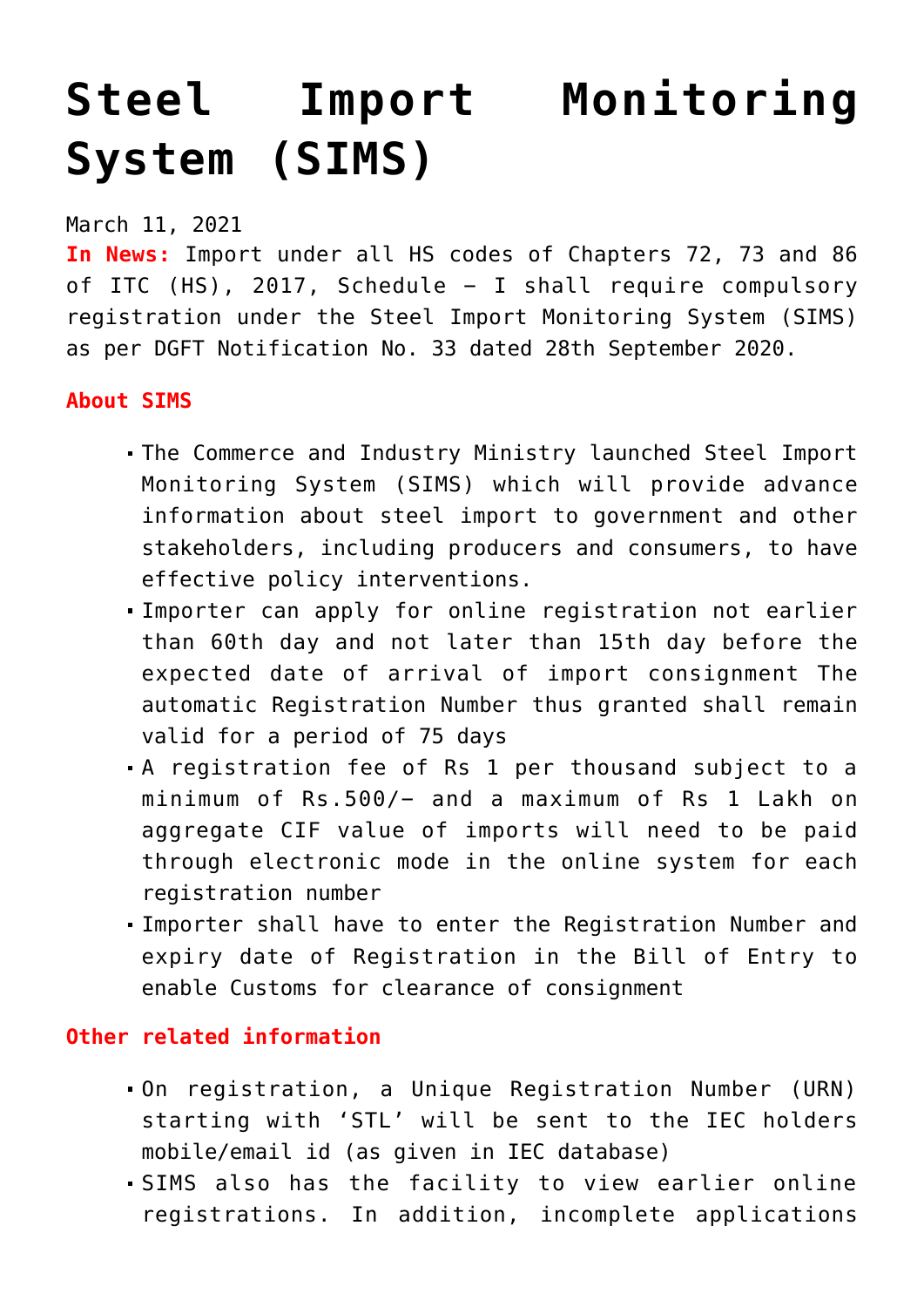# Steel Import Monitoring System (SIMS)

March 11, 2021

**In News:** Import under all HS codes of Chapters 72, 73 and 86 of ITC (HS), 2017, Schedule – I shall require compulsory registration under the Steel Import Monitoring System (SIMS) as per DGFT Notification No. 33 dated 28th September 2020.

**About SIMS**

- The Commerce and Industry Ministry launched Steel Import Monitoring System (SIMS) which will provide advance information about steel import to government and other stakeholders, including producers and consumers, to have effective policy interventions.
- Importer can apply for online registration not earlier than 60th day and not later than 15th day before the expected date of arrival of import consignment The automatic Registration Number thus granted shall remain valid for a period of 75 days
- A registration fee of Rs 1 per thousand subject to a minimum of Rs.500/- and a maximum of Rs 1 Lakh on aggregate CIF value of imports will need to be paid through electronic mode in the online system for each registration number
- Importer shall have to enter the Registration Number and expiry date of Registration in the Bill of Entry to enable Customs for clearance of consignment

**Other related information**

- On registration, a Unique Registration Number (URN) starting with 'STL' will be sent to the IEC holders mobile/email id (as given in IEC database)
- SIMS also has the facility to view earlier online registrations. In addition, incomplete applications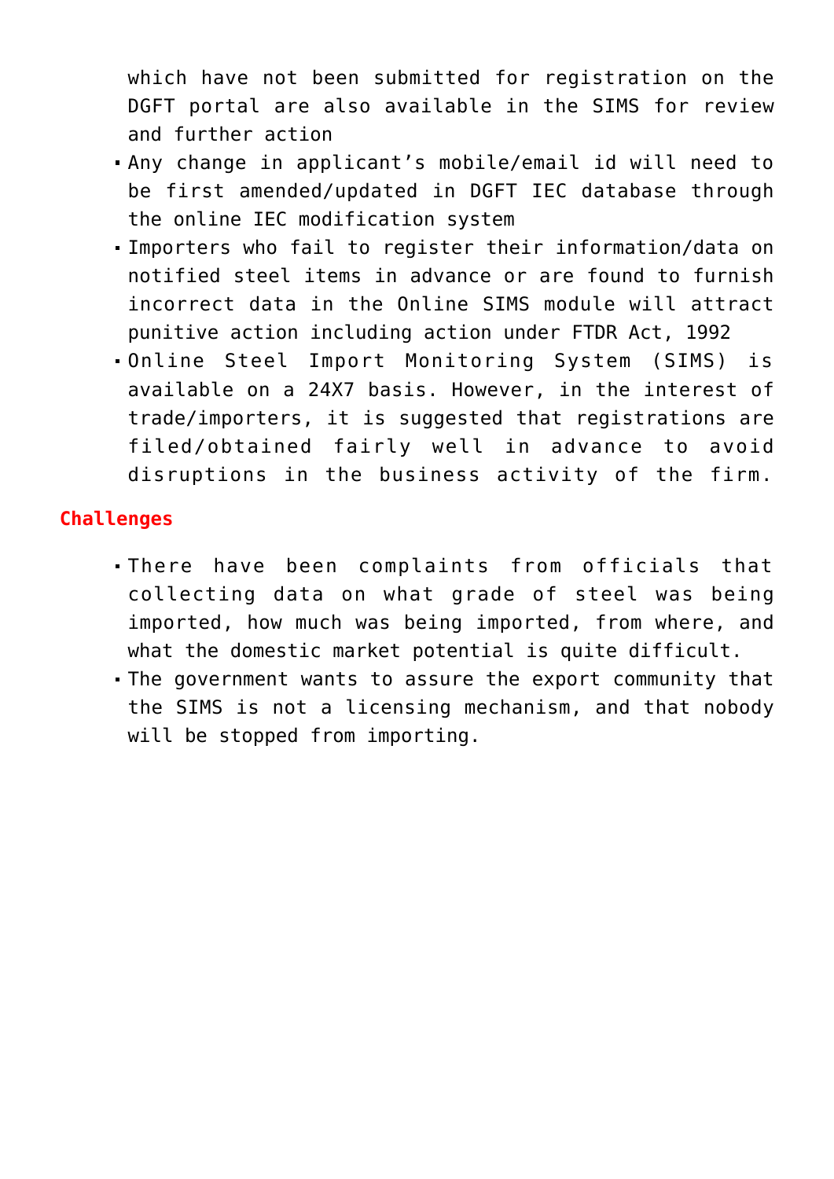which have not been submitted for registration on the DGFT portal are also available in the SIMS for review and further action

- Any change in applicant's mobile/email id will need to be first amended/updated in DGFT IEC database through the online IEC modification system
- Importers who fail to register their information/data on notified steel items in advance or are found to furnish incorrect data in the Online SIMS module will attract punitive action including action under FTDR Act, 1992
- Online Steel Import Monitoring System (SIMS) is available on a 24X7 basis. However, in the interest of trade/importers, it is suggested that registrations are filed/obtained fairly well in advance to avoid disruptions in the business activity of the firm.

**Challenges**

- There have been complaints from officials that collecting data on what grade of steel was being imported, how much was being imported, from where, and what the domestic market potential is quite difficult.
- The government wants to assure the export community that the SIMS is not a licensing mechanism, and that nobody will be stopped from importing.